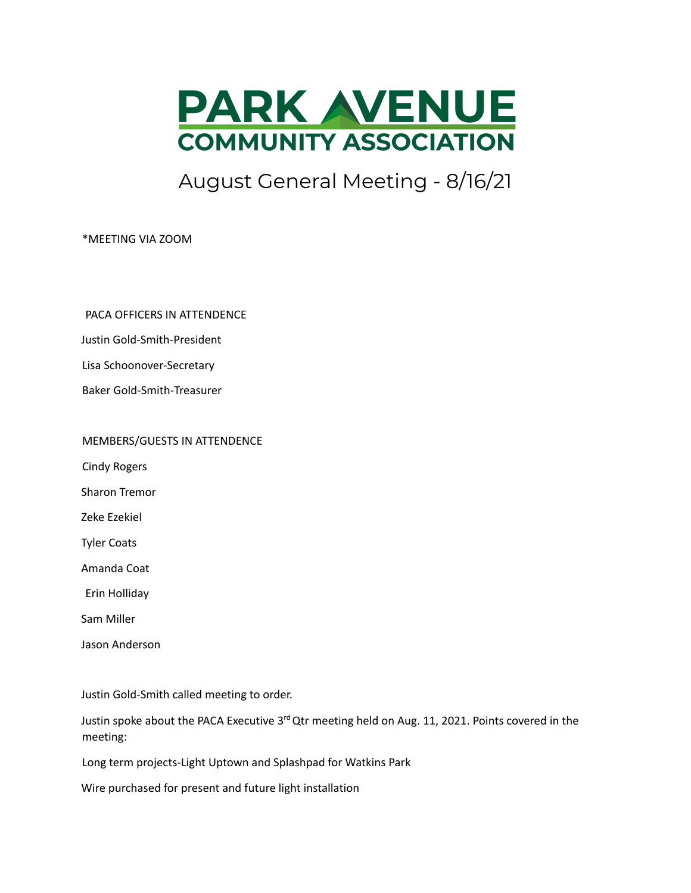# PARK AVENUE COMMUNITY ASSOCIATION

## August General Meeting - 8/16/21

*MEETING VIA ZOOM

PACA OFFICERS IN ATTENDENCE

Justin Gold-Smith-President

Lisa Schoonover-Secretary

Baker Gold-Smith-Treasurer

MEMBERS/GUESTS IN ATTENDENCE

Cindy Rogers

Sharon Tremor

Zeke Ezekiel

Tyler Coats

Amanda Coat

Erin Holliday

Sam Miller

Jason Anderson

Justin Gold-Smith called meeting to order.

Justin spoke about the PACA Executive 3rd Qtr meeting held on Aug. 11, 2021. Points covered in the meeting:

Long term projects-Light Uptown and Splashpad for Watkins Park

Wire purchased for present and future light installation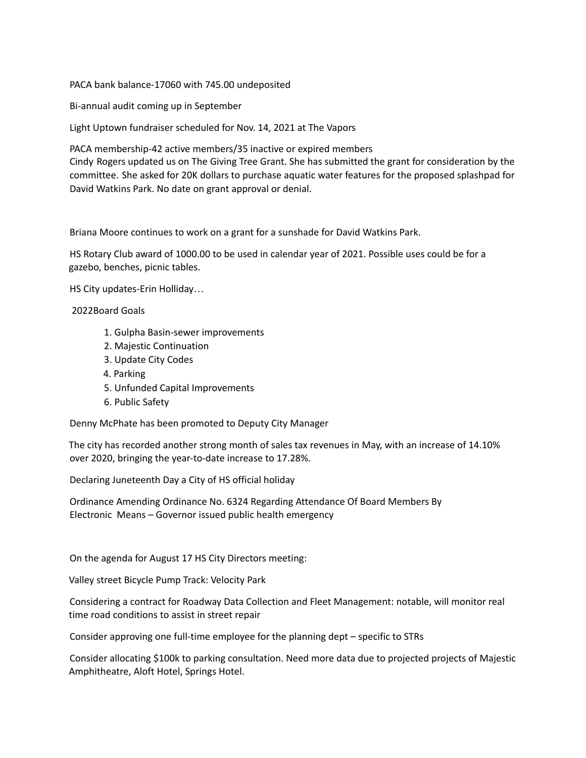PACA bank balance-17060 with 745.00 undeposited

Bi-annual audit coming up in September

Light Uptown fundraiser scheduled for Nov. 14, 2021 at The Vapors

PACA membership-42 active members/35 inactive or expired members
Cindy Rogers updated us on The Giving Tree Grant. She has submitted the grant for consideration by the committee. She asked for 20K dollars to purchase aquatic water features for the proposed splashpad for David Watkins Park. No date on grant approval or denial.

Briana Moore continues to work on a grant for a sunshade for David Watkins Park.

HS Rotary Club award of 1000.00 to be used in calendar year of 2021. Possible uses could be for a gazebo, benches, picnic tables.

HS City updates-Erin Holliday…

2022Board Goals

1. Gulpha Basin-sewer improvements
2. Majestic Continuation
3. Update City Codes
4. Parking
5. Unfunded Capital Improvements
6. Public Safety

Denny McPhate has been promoted to Deputy City Manager

The city has recorded another strong month of sales tax revenues in May, with an increase of 14.10% over 2020, bringing the year-to-date increase to 17.28%.

Declaring Juneteenth Day a City of HS official holiday

Ordinance Amending Ordinance No. 6324 Regarding Attendance Of Board Members By Electronic Means – Governor issued public health emergency

On the agenda for August 17 HS City Directors meeting:

Valley street Bicycle Pump Track: Velocity Park

Considering a contract for Roadway Data Collection and Fleet Management: notable, will monitor real time road conditions to assist in street repair

Consider approving one full-time employee for the planning dept – specific to STRs

Consider allocating $100k to parking consultation. Need more data due to projected projects of Majestic Amphitheatre, Aloft Hotel, Springs Hotel.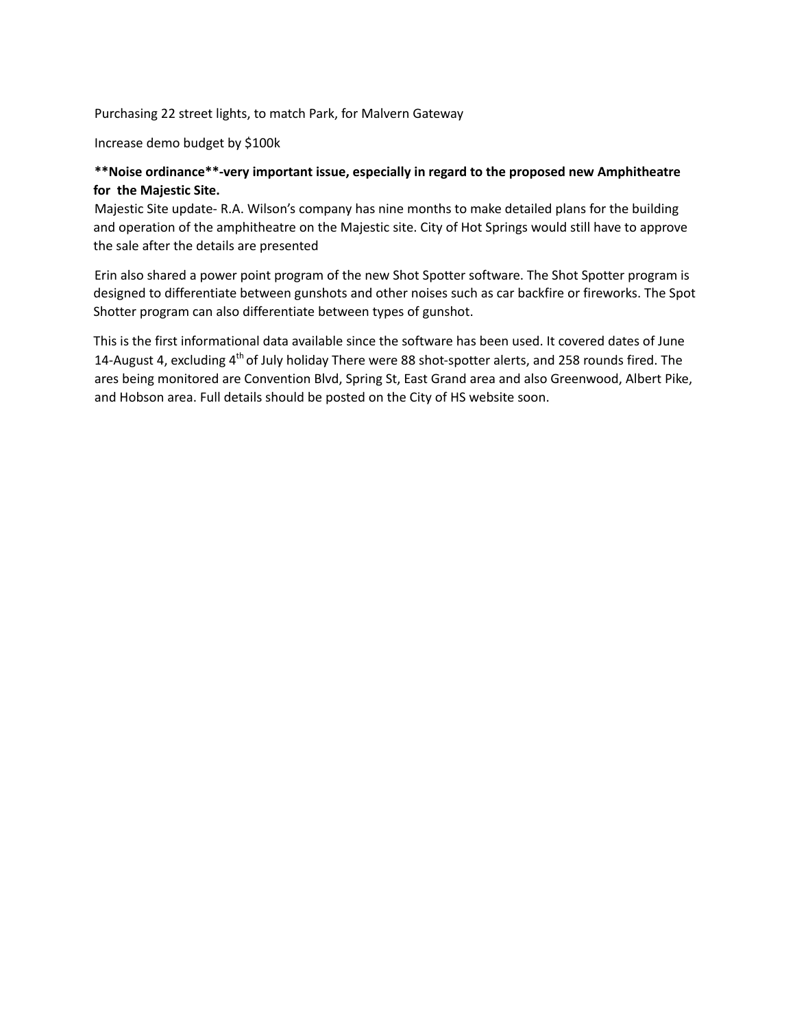Purchasing 22 street lights, to match Park, for Malvern Gateway

Increase demo budget by $100k

**\*\*Noise ordinance\*\*-very important issue, especially in regard to the proposed new Amphitheatre for the Majestic Site.**

Majestic Site update- R.A. Wilson's company has nine months to make detailed plans for the building and operation of the amphitheatre on the Majestic site. City of Hot Springs would still have to approve the sale after the details are presented

Erin also shared a power point program of the new Shot Spotter software. The Shot Spotter program is designed to differentiate between gunshots and other noises such as car backfire or fireworks. The Spot Shotter program can also differentiate between types of gunshot.

This is the first informational data available since the software has been used. It covered dates of June 14-August 4, excluding 4th of July holiday There were 88 shot-spotter alerts, and 258 rounds fired. The ares being monitored are Convention Blvd, Spring St, East Grand area and also Greenwood, Albert Pike, and Hobson area. Full details should be posted on the City of HS website soon.